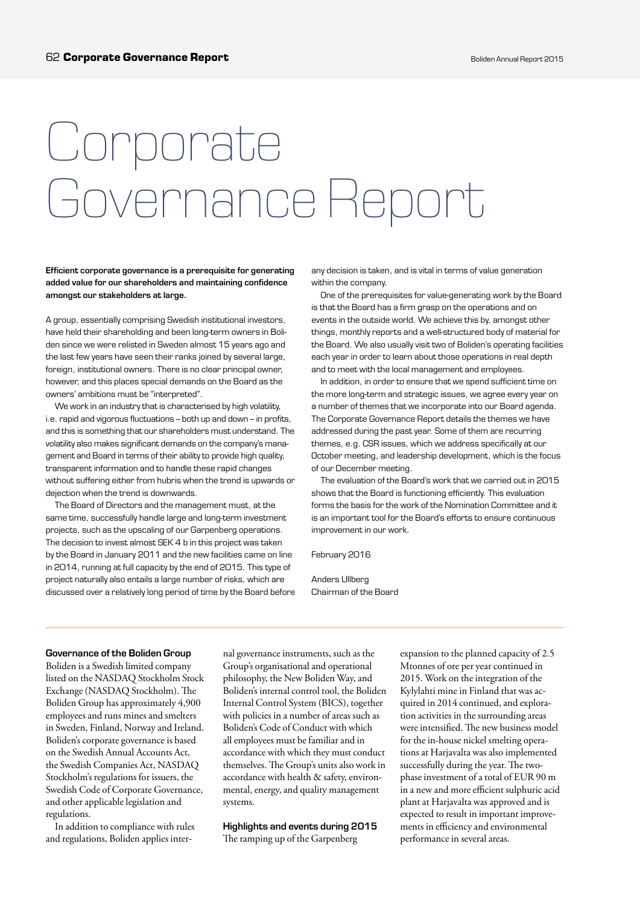# Corporate Governance Report

**Efficient corporate governance is a prerequisite for generating added value for our shareholders and maintaining confidence amongst our stakeholders at large.**

A group, essentially comprising Swedish institutional investors, have held their shareholding and been long-term owners in Boliden since we were relisted in Sweden almost 15 years ago and the last few years have seen their ranks joined by several large, foreign, institutional owners. There is no clear principal owner, however, and this places special demands on the Board as the owners' ambitions must be "interpreted".

We work in an industry that is characterised by high volatility, i.e. rapid and vigorous fluctuations – both up and down – in profits, and this is something that our shareholders must understand. The volatility also makes significant demands on the company's management and Board in terms of their ability to provide high quality, transparent information and to handle these rapid changes without suffering either from hubris when the trend is upwards or dejection when the trend is downwards.

The Board of Directors and the management must, at the same time, successfully handle large and long-term investment projects, such as the upscaling of our Garpenberg operations. The decision to invest almost SEK 4 b in this project was taken by the Board in January 2011 and the new facilities came on line in 2014, running at full capacity by the end of 2015. This type of project naturally also entails a large number of risks, which are discussed over a relatively long period of time by the Board before any decision is taken, and is vital in terms of value generation within the company.

One of the prerequisites for value-generating work by the Board is that the Board has a firm grasp on the operations and on events in the outside world. We achieve this by, amongst other things, monthly reports and a well-structured body of material for the Board. We also usually visit two of Boliden's operating facilities each year in order to learn about those operations in real depth and to meet with the local management and employees.

In addition, in order to ensure that we spend sufficient time on the more long-term and strategic issues, we agree every year on a number of themes that we incorporate into our Board agenda. The Corporate Governance Report details the themes we have addressed during the past year. Some of them are recurring themes, e.g. CSR issues, which we address specifically at our October meeting, and leadership development, which is the focus of our December meeting.

The evaluation of the Board's work that we carried out in 2015 shows that the Board is functioning efficiently. This evaluation forms the basis for the work of the Nomination Committee and it is an important tool for the Board's efforts to ensure continuous improvement in our work.

February 2016

Anders Ullberg
Chairman of the Board

## Governance of the Boliden Group

Boliden is a Swedish limited company listed on the NASDAQ Stockholm Stock Exchange (NASDAQ Stockholm). The Boliden Group has approximately 4,900 employees and runs mines and smelters in Sweden, Finland, Norway and Ireland. Boliden's corporate governance is based on the Swedish Annual Accounts Act, the Swedish Companies Act, NASDAQ Stockholm's regulations for issuers, the Swedish Code of Corporate Governance, and other applicable legislation and regulations.

In addition to compliance with rules and regulations, Boliden applies internal governance instruments, such as the Group's organisational and operational philosophy, the New Boliden Way, and Boliden's internal control tool, the Boliden Internal Control System (BICS), together with policies in a number of areas such as Boliden's Code of Conduct with which all employees must be familiar and in accordance with which they must conduct themselves. The Group's units also work in accordance with health & safety, environmental, energy, and quality management systems.

## Highlights and events during 2015

The ramping up of the Garpenberg expansion to the planned capacity of 2.5 Mtonnes of ore per year continued in 2015. Work on the integration of the Kylylahti mine in Finland that was acquired in 2014 continued, and exploration activities in the surrounding areas were intensified. The new business model for the in-house nickel smelting operations at Harjavalta was also implemented successfully during the year. The two-phase investment of a total of EUR 90 m in a new and more efficient sulphuric acid plant at Harjavalta was approved and is expected to result in important improvements in efficiency and environmental performance in several areas.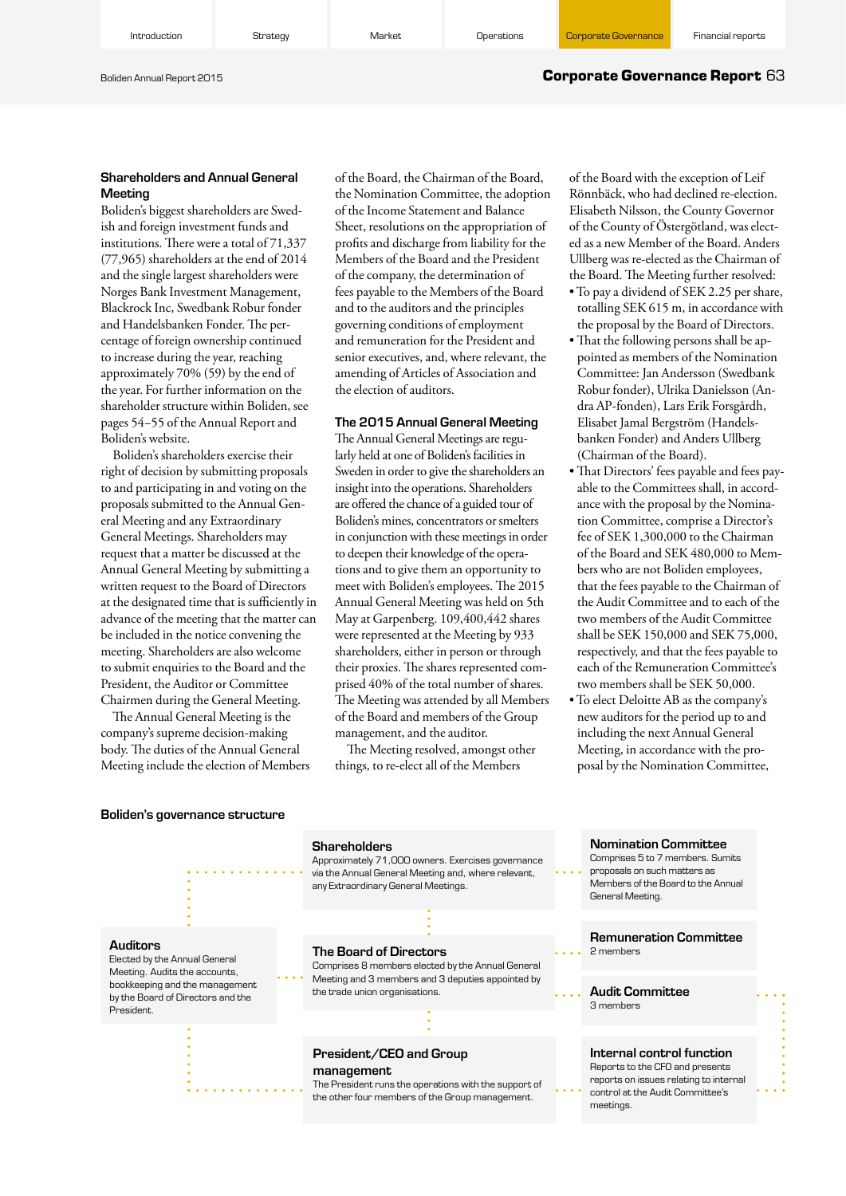## Shareholders and Annual General Meeting

Boliden's biggest shareholders are Swedish and foreign investment funds and institutions. There were a total of 71,337 (77,965) shareholders at the end of 2014 and the single largest shareholders were Norges Bank Investment Management, Blackrock Inc, Swedbank Robur fonder and Handelsbanken Fonder. The percentage of foreign ownership continued to increase during the year, reaching approximately 70% (59) by the end of the year. For further information on the shareholder structure within Boliden, see pages 54–55 of the Annual Report and Boliden's website.

Boliden's shareholders exercise their right of decision by submitting proposals to and participating in and voting on the proposals submitted to the Annual General Meeting and any Extraordinary General Meetings. Shareholders may request that a matter be discussed at the Annual General Meeting by submitting a written request to the Board of Directors at the designated time that is sufficiently in advance of the meeting that the matter can be included in the notice convening the meeting. Shareholders are also welcome to submit enquiries to the Board and the President, the Auditor or Committee Chairmen during the General Meeting.

The Annual General Meeting is the company's supreme decision-making body. The duties of the Annual General Meeting include the election of Members of the Board, the Chairman of the Board, the Nomination Committee, the adoption of the Income Statement and Balance Sheet, resolutions on the appropriation of profits and discharge from liability for the Members of the Board and the President of the company, the determination of fees payable to the Members of the Board and to the auditors and the principles governing conditions of employment and remuneration for the President and senior executives, and, where relevant, the amending of Articles of Association and the election of auditors.

## The 2015 Annual General Meeting

The Annual General Meetings are regularly held at one of Boliden's facilities in Sweden in order to give the shareholders an insight into the operations. Shareholders are offered the chance of a guided tour of Boliden's mines, concentrators or smelters in conjunction with these meetings in order to deepen their knowledge of the operations and to give them an opportunity to meet with Boliden's employees. The 2015 Annual General Meeting was held on 5th May at Garpenberg. 109,400,442 shares were represented at the Meeting by 933 shareholders, either in person or through their proxies. The shares represented comprised 40% of the total number of shares. The Meeting was attended by all Members of the Board and members of the Group management, and the auditor.

The Meeting resolved, amongst other things, to re-elect all of the Members of the Board with the exception of Leif Rönnbäck, who had declined re-election. Elisabeth Nilsson, the County Governor of the County of Östergötland, was elected as a new Member of the Board. Anders Ullberg was re-elected as the Chairman of the Board. The Meeting further resolved:

- To pay a dividend of SEK 2.25 per share, totalling SEK 615 m, in accordance with the proposal by the Board of Directors.
- That the following persons shall be appointed as members of the Nomination Committee: Jan Andersson (Swedbank Robur fonder), Ulrika Danielsson (Andra AP-fonden), Lars Erik Forsgårdh, Elisabet Jamal Bergström (Handelsbanken Fonder) and Anders Ullberg (Chairman of the Board).
- That Directors' fees payable and fees payable to the Committees shall, in accordance with the proposal by the Nomination Committee, comprise a Director's fee of SEK 1,300,000 to the Chairman of the Board and SEK 480,000 to Members who are not Boliden employees, that the fees payable to the Chairman of the Audit Committee and to each of the two members of the Audit Committee shall be SEK 150,000 and SEK 75,000, respectively, and that the fees payable to each of the Remuneration Committee's two members shall be SEK 50,000.
- To elect Deloitte AB as the company's new auditors for the period up to and including the next Annual General Meeting, in accordance with the proposal by the Nomination Committee,

### Boliden's governance structure

**Shareholders**
Approximately 71,000 owners. Exercises governance via the Annual General Meeting and, where relevant, any Extraordinary General Meetings.

**Nomination Committee**
Comprises 5 to 7 members. Sumits proposals on such matters as Members of the Board to the Annual General Meeting.

**Auditors**
Elected by the Annual General Meeting. Audits the accounts, bookkeeping and the management by the Board of Directors and the President.

**The Board of Directors**
Comprises 8 members elected by the Annual General Meeting and 3 members and 3 deputies appointed by the trade union organisations.

**Remuneration Committee**
2 members

**Audit Committee**
3 members

**President/CEO and Group management**
The President runs the operations with the support of the other four members of the Group management.

**Internal control function**
Reports to the CFO and presents reports on issues relating to internal control at the Audit Committee's meetings.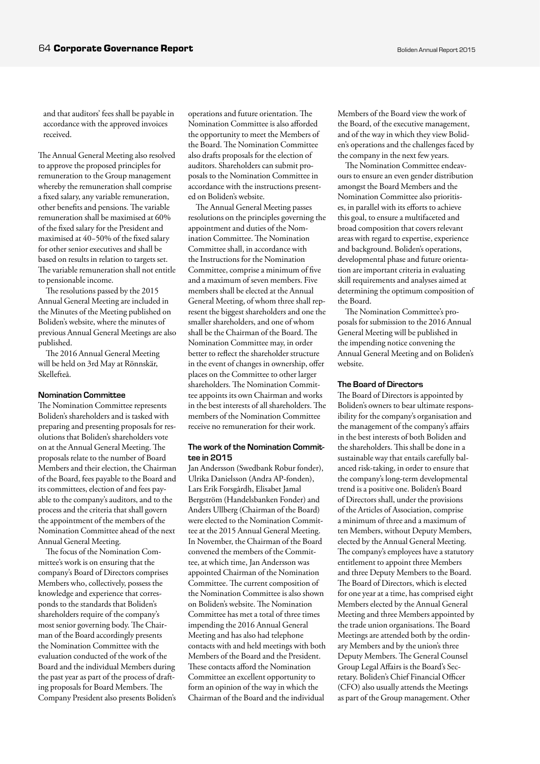and that auditors' fees shall be payable in accordance with the approved invoices received.

The Annual General Meeting also resolved to approve the proposed principles for remuneration to the Group management whereby the remuneration shall comprise a fixed salary, any variable remuneration, other benefits and pensions. The variable remuneration shall be maximised at 60% of the fixed salary for the President and maximised at 40–50% of the fixed salary for other senior executives and shall be based on results in relation to targets set. The variable remuneration shall not entitle to pensionable income.

The resolutions passed by the 2015 Annual General Meeting are included in the Minutes of the Meeting published on Boliden's website, where the minutes of previous Annual General Meetings are also published.

The 2016 Annual General Meeting will be held on 3rd May at Rönnskär, Skellefteå.

#### Nomination Committee

The Nomination Committee represents Boliden's shareholders and is tasked with preparing and presenting proposals for resolutions that Boliden's shareholders vote on at the Annual General Meeting. The proposals relate to the number of Board Members and their election, the Chairman of the Board, fees payable to the Board and its committees, election of and fees payable to the company's auditors, and to the process and the criteria that shall govern the appointment of the members of the Nomination Committee ahead of the next Annual General Meeting.

The focus of the Nomination Committee's work is on ensuring that the company's Board of Directors comprises Members who, collectively, possess the knowledge and experience that corresponds to the standards that Boliden's shareholders require of the company's most senior governing body. The Chairman of the Board accordingly presents the Nomination Committee with the evaluation conducted of the work of the Board and the individual Members during the past year as part of the process of drafting proposals for Board Members. The Company President also presents Boliden's operations and future orientation. The Nomination Committee is also afforded the opportunity to meet the Members of the Board. The Nomination Committee also drafts proposals for the election of auditors. Shareholders can submit proposals to the Nomination Committee in accordance with the instructions presented on Boliden's website.

The Annual General Meeting passes resolutions on the principles governing the appointment and duties of the Nomination Committee. The Nomination Committee shall, in accordance with the Instructions for the Nomination Committee, comprise a minimum of five and a maximum of seven members. Five members shall be elected at the Annual General Meeting, of whom three shall represent the biggest shareholders and one the smaller shareholders, and one of whom shall be the Chairman of the Board. The Nomination Committee may, in order better to reflect the shareholder structure in the event of changes in ownership, offer places on the Committee to other larger shareholders. The Nomination Committee appoints its own Chairman and works in the best interests of all shareholders. The members of the Nomination Committee receive no remuneration for their work.

#### The work of the Nomination Committee in 2015

Jan Andersson (Swedbank Robur fonder), Ulrika Danielsson (Andra AP-fonden), Lars Erik Forsgårdh, Elisabet Jamal Bergström (Handelsbanken Fonder) and Anders Ullberg (Chairman of the Board) were elected to the Nomination Committee at the 2015 Annual General Meeting. In November, the Chairman of the Board convened the members of the Committee, at which time, Jan Andersson was appointed Chairman of the Nomination Committee. The current composition of the Nomination Committee is also shown on Boliden's website. The Nomination Committee has met a total of three times impending the 2016 Annual General Meeting and has also had telephone contacts with and held meetings with both Members of the Board and the President. These contacts afford the Nomination Committee an excellent opportunity to form an opinion of the way in which the Chairman of the Board and the individual Members of the Board view the work of the Board, of the executive management, and of the way in which they view Boliden's operations and the challenges faced by the company in the next few years.

The Nomination Committee endeavours to ensure an even gender distribution amongst the Board Members and the Nomination Committee also prioritises, in parallel with its efforts to achieve this goal, to ensure a multifaceted and broad composition that covers relevant areas with regard to expertise, experience and background. Boliden's operations, developmental phase and future orientation are important criteria in evaluating skill requirements and analyses aimed at determining the optimum composition of the Board.

The Nomination Committee's proposals for submission to the 2016 Annual General Meeting will be published in the impending notice convening the Annual General Meeting and on Boliden's website.

#### The Board of Directors

The Board of Directors is appointed by Boliden's owners to bear ultimate responsibility for the company's organisation and the management of the company's affairs in the best interests of both Boliden and the shareholders. This shall be done in a sustainable way that entails carefully balanced risk-taking, in order to ensure that the company's long-term developmental trend is a positive one. Boliden's Board of Directors shall, under the provisions of the Articles of Association, comprise a minimum of three and a maximum of ten Members, without Deputy Members, elected by the Annual General Meeting. The company's employees have a statutory entitlement to appoint three Members and three Deputy Members to the Board. The Board of Directors, which is elected for one year at a time, has comprised eight Members elected by the Annual General Meeting and three Members appointed by the trade union organisations. The Board Meetings are attended both by the ordinary Members and by the union's three Deputy Members. The General Counsel Group Legal Affairs is the Board's Secretary. Boliden's Chief Financial Officer (CFO) also usually attends the Meetings as part of the Group management. Other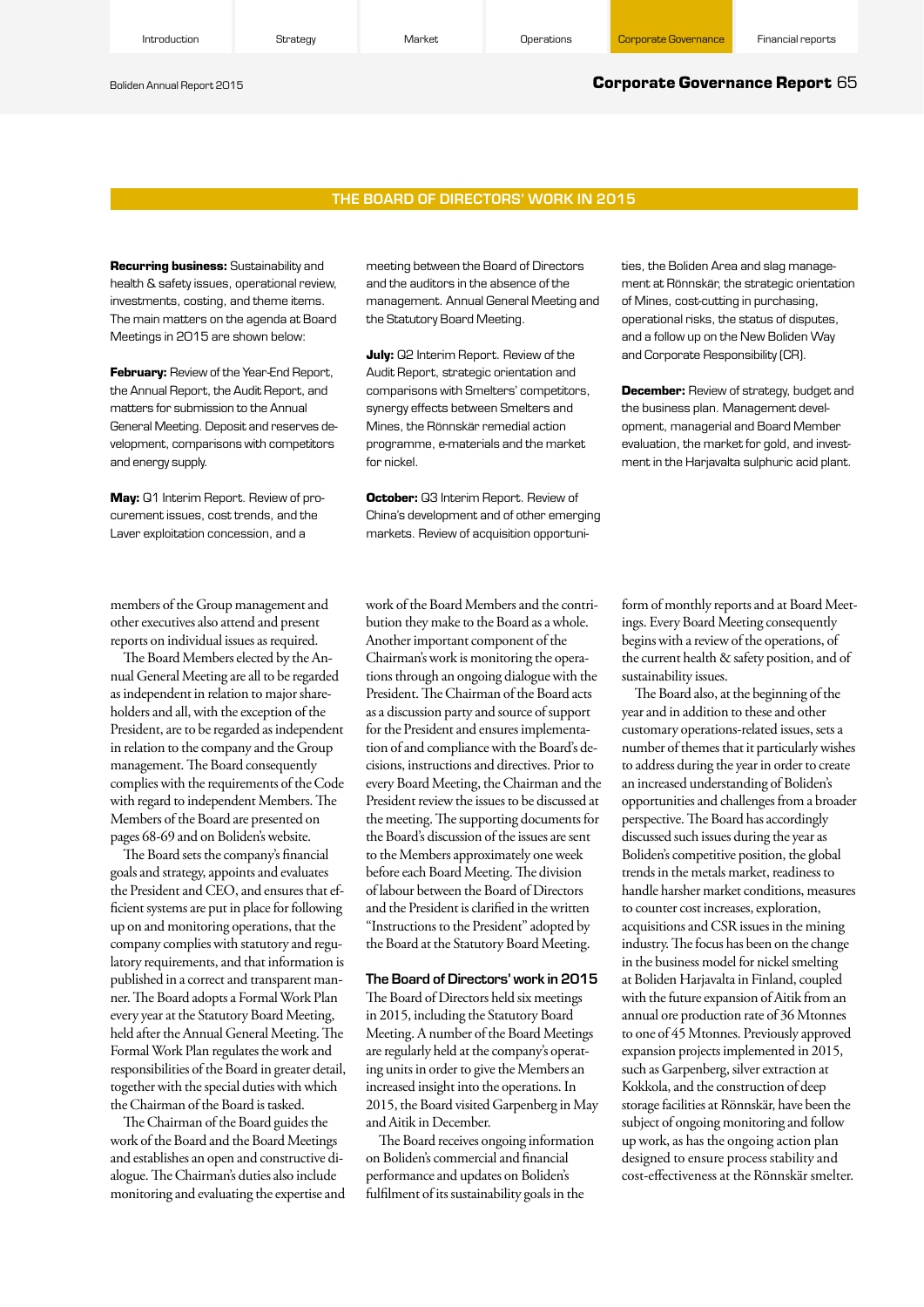## THE BOARD OF DIRECTORS' WORK IN 2015

**Recurring business:** Sustainability and health & safety issues, operational review, investments, costing, and theme items. The main matters on the agenda at Board Meetings in 2015 are shown below:

**February:** Review of the Year-End Report, the Annual Report, the Audit Report, and matters for submission to the Annual General Meeting. Deposit and reserves development, comparisons with competitors and energy supply.

**May:** Q1 Interim Report. Review of procurement issues, cost trends, and the Laver exploitation concession, and a meeting between the Board of Directors and the auditors in the absence of the management. Annual General Meeting and the Statutory Board Meeting.

**July:** Q2 Interim Report. Review of the Audit Report, strategic orientation and comparisons with Smelters' competitors, synergy effects between Smelters and Mines, the Rönnskär remedial action programme, e-materials and the market for nickel.

**October:** Q3 Interim Report. Review of China's development and of other emerging markets. Review of acquisition opportunities, the Boliden Area and slag management at Rönnskär, the strategic orientation of Mines, cost-cutting in purchasing, operational risks, the status of disputes, and a follow up on the New Boliden Way and Corporate Responsibility (CR).

**December:** Review of strategy, budget and the business plan. Management development, managerial and Board Member evaluation, the market for gold, and investment in the Harjavalta sulphuric acid plant.

members of the Group management and other executives also attend and present reports on individual issues as required.

The Board Members elected by the Annual General Meeting are all to be regarded as independent in relation to major shareholders and all, with the exception of the President, are to be regarded as independent in relation to the company and the Group management. The Board consequently complies with the requirements of the Code with regard to independent Members. The Members of the Board are presented on pages 68-69 and on Boliden's website.

The Board sets the company's financial goals and strategy, appoints and evaluates the President and CEO, and ensures that efficient systems are put in place for following up on and monitoring operations, that the company complies with statutory and regulatory requirements, and that information is published in a correct and transparent manner. The Board adopts a Formal Work Plan every year at the Statutory Board Meeting, held after the Annual General Meeting. The Formal Work Plan regulates the work and responsibilities of the Board in greater detail, together with the special duties with which the Chairman of the Board is tasked.

The Chairman of the Board guides the work of the Board and the Board Meetings and establishes an open and constructive dialogue. The Chairman's duties also include monitoring and evaluating the expertise and work of the Board Members and the contribution they make to the Board as a whole. Another important component of the Chairman's work is monitoring the operations through an ongoing dialogue with the President. The Chairman of the Board acts as a discussion party and source of support for the President and ensures implementation of and compliance with the Board's decisions, instructions and directives. Prior to every Board Meeting, the Chairman and the President review the issues to be discussed at the meeting. The supporting documents for the Board's discussion of the issues are sent to the Members approximately one week before each Board Meeting. The division of labour between the Board of Directors and the President is clarified in the written "Instructions to the President" adopted by the Board at the Statutory Board Meeting.

### The Board of Directors' work in 2015

The Board of Directors held six meetings in 2015, including the Statutory Board Meeting. A number of the Board Meetings are regularly held at the company's operating units in order to give the Members an increased insight into the operations. In 2015, the Board visited Garpenberg in May and Aitik in December.

The Board receives ongoing information on Boliden's commercial and financial performance and updates on Boliden's fulfilment of its sustainability goals in the form of monthly reports and at Board Meetings. Every Board Meeting consequently begins with a review of the operations, of the current health & safety position, and of sustainability issues.

The Board also, at the beginning of the year and in addition to these and other customary operations-related issues, sets a number of themes that it particularly wishes to address during the year in order to create an increased understanding of Boliden's opportunities and challenges from a broader perspective. The Board has accordingly discussed such issues during the year as Boliden's competitive position, the global trends in the metals market, readiness to handle harsher market conditions, measures to counter cost increases, exploration, acquisitions and CSR issues in the mining industry. The focus has been on the change in the business model for nickel smelting at Boliden Harjavalta in Finland, coupled with the future expansion of Aitik from an annual ore production rate of 36 Mtonnes to one of 45 Mtonnes. Previously approved expansion projects implemented in 2015, such as Garpenberg, silver extraction at Kokkola, and the construction of deep storage facilities at Rönnskär, have been the subject of ongoing monitoring and follow up work, as has the ongoing action plan designed to ensure process stability and cost-effectiveness at the Rönnskär smelter.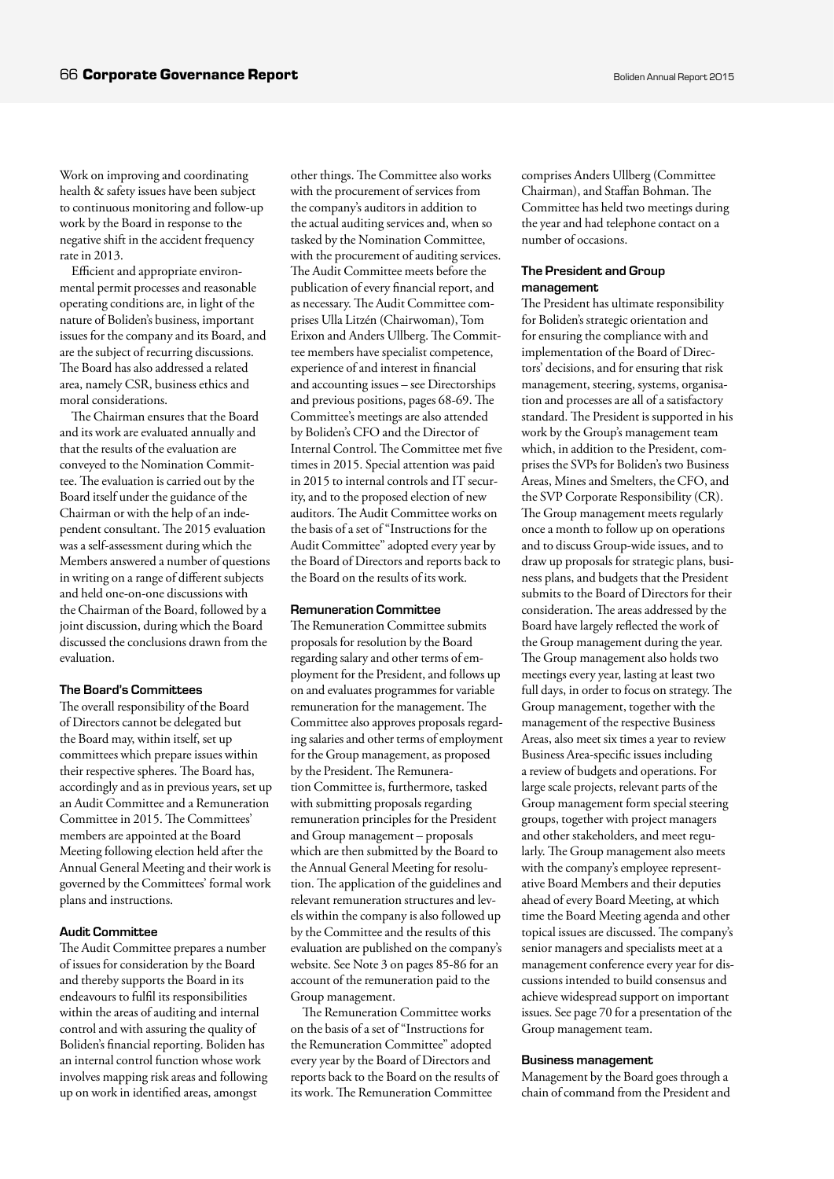Work on improving and coordinating health & safety issues have been subject to continuous monitoring and follow-up work by the Board in response to the negative shift in the accident frequency rate in 2013.

Efficient and appropriate environmental permit processes and reasonable operating conditions are, in light of the nature of Boliden's business, important issues for the company and its Board, and are the subject of recurring discussions. The Board has also addressed a related area, namely CSR, business ethics and moral considerations.

The Chairman ensures that the Board and its work are evaluated annually and that the results of the evaluation are conveyed to the Nomination Committee. The evaluation is carried out by the Board itself under the guidance of the Chairman or with the help of an independent consultant. The 2015 evaluation was a self-assessment during which the Members answered a number of questions in writing on a range of different subjects and held one-on-one discussions with the Chairman of the Board, followed by a joint discussion, during which the Board discussed the conclusions drawn from the evaluation.

#### The Board's Committees

The overall responsibility of the Board of Directors cannot be delegated but the Board may, within itself, set up committees which prepare issues within their respective spheres. The Board has, accordingly and as in previous years, set up an Audit Committee and a Remuneration Committee in 2015. The Committees' members are appointed at the Board Meeting following election held after the Annual General Meeting and their work is governed by the Committees' formal work plans and instructions.

#### Audit Committee

The Audit Committee prepares a number of issues for consideration by the Board and thereby supports the Board in its endeavours to fulfil its responsibilities within the areas of auditing and internal control and with assuring the quality of Boliden's financial reporting. Boliden has an internal control function whose work involves mapping risk areas and following up on work in identified areas, amongst other things. The Committee also works with the procurement of services from the company's auditors in addition to the actual auditing services and, when so tasked by the Nomination Committee, with the procurement of auditing services. The Audit Committee meets before the publication of every financial report, and as necessary. The Audit Committee comprises Ulla Litzén (Chairwoman), Tom Erixon and Anders Ullberg. The Committee members have specialist competence, experience of and interest in financial and accounting issues – see Directorships and previous positions, pages 68-69. The Committee's meetings are also attended by Boliden's CFO and the Director of Internal Control. The Committee met five times in 2015. Special attention was paid in 2015 to internal controls and IT security, and to the proposed election of new auditors. The Audit Committee works on the basis of a set of "Instructions for the Audit Committee" adopted every year by the Board of Directors and reports back to the Board on the results of its work.

#### Remuneration Committee

The Remuneration Committee submits proposals for resolution by the Board regarding salary and other terms of employment for the President, and follows up on and evaluates programmes for variable remuneration for the management. The Committee also approves proposals regarding salaries and other terms of employment for the Group management, as proposed by the President. The Remuneration Committee is, furthermore, tasked with submitting proposals regarding remuneration principles for the President and Group management – proposals which are then submitted by the Board to the Annual General Meeting for resolution. The application of the guidelines and relevant remuneration structures and levels within the company is also followed up by the Committee and the results of this evaluation are published on the company's website. See Note 3 on pages 85-86 for an account of the remuneration paid to the Group management.

The Remuneration Committee works on the basis of a set of "Instructions for the Remuneration Committee" adopted every year by the Board of Directors and reports back to the Board on the results of its work. The Remuneration Committee comprises Anders Ullberg (Committee Chairman), and Staffan Bohman. The Committee has held two meetings during the year and had telephone contact on a number of occasions.

#### The President and Group management

The President has ultimate responsibility for Boliden's strategic orientation and for ensuring the compliance with and implementation of the Board of Directors' decisions, and for ensuring that risk management, steering, systems, organisation and processes are all of a satisfactory standard. The President is supported in his work by the Group's management team which, in addition to the President, comprises the SVPs for Boliden's two Business Areas, Mines and Smelters, the CFO, and the SVP Corporate Responsibility (CR). The Group management meets regularly once a month to follow up on operations and to discuss Group-wide issues, and to draw up proposals for strategic plans, business plans, and budgets that the President submits to the Board of Directors for their consideration. The areas addressed by the Board have largely reflected the work of the Group management during the year. The Group management also holds two meetings every year, lasting at least two full days, in order to focus on strategy. The Group management, together with the management of the respective Business Areas, also meet six times a year to review Business Area-specific issues including a review of budgets and operations. For large scale projects, relevant parts of the Group management form special steering groups, together with project managers and other stakeholders, and meet regularly. The Group management also meets with the company's employee representative Board Members and their deputies ahead of every Board Meeting, at which time the Board Meeting agenda and other topical issues are discussed. The company's senior managers and specialists meet at a management conference every year for discussions intended to build consensus and achieve widespread support on important issues. See page 70 for a presentation of the Group management team.

#### Business management

Management by the Board goes through a chain of command from the President and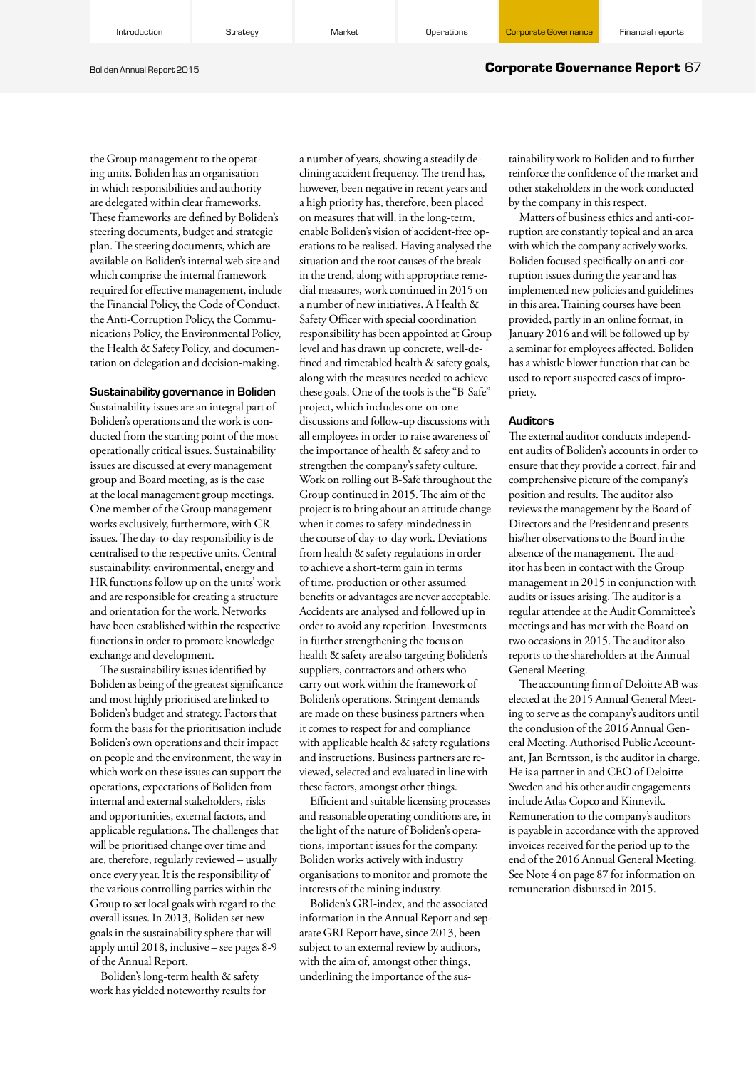the Group management to the operating units. Boliden has an organisation in which responsibilities and authority are delegated within clear frameworks. These frameworks are defined by Boliden's steering documents, budget and strategic plan. The steering documents, which are available on Boliden's internal web site and which comprise the internal framework required for effective management, include the Financial Policy, the Code of Conduct, the Anti-Corruption Policy, the Communications Policy, the Environmental Policy, the Health & Safety Policy, and documentation on delegation and decision-making.

### Sustainability governance in Boliden

Sustainability issues are an integral part of Boliden's operations and the work is conducted from the starting point of the most operationally critical issues. Sustainability issues are discussed at every management group and Board meeting, as is the case at the local management group meetings. One member of the Group management works exclusively, furthermore, with CR issues. The day-to-day responsibility is decentralised to the respective units. Central sustainability, environmental, energy and HR functions follow up on the units' work and are responsible for creating a structure and orientation for the work. Networks have been established within the respective functions in order to promote knowledge exchange and development.

The sustainability issues identified by Boliden as being of the greatest significance and most highly prioritised are linked to Boliden's budget and strategy. Factors that form the basis for the prioritisation include Boliden's own operations and their impact on people and the environment, the way in which work on these issues can support the operations, expectations of Boliden from internal and external stakeholders, risks and opportunities, external factors, and applicable regulations. The challenges that will be prioritised change over time and are, therefore, regularly reviewed – usually once every year. It is the responsibility of the various controlling parties within the Group to set local goals with regard to the overall issues. In 2013, Boliden set new goals in the sustainability sphere that will apply until 2018, inclusive – see pages 8-9 of the Annual Report.

Boliden's long-term health & safety work has yielded noteworthy results for a number of years, showing a steadily declining accident frequency. The trend has, however, been negative in recent years and a high priority has, therefore, been placed on measures that will, in the long-term, enable Boliden's vision of accident-free operations to be realised. Having analysed the situation and the root causes of the break in the trend, along with appropriate remedial measures, work continued in 2015 on a number of new initiatives. A Health & Safety Officer with special coordination responsibility has been appointed at Group level and has drawn up concrete, well-defined and timetabled health & safety goals, along with the measures needed to achieve these goals. One of the tools is the "B-Safe" project, which includes one-on-one discussions and follow-up discussions with all employees in order to raise awareness of the importance of health & safety and to strengthen the company's safety culture. Work on rolling out B-Safe throughout the Group continued in 2015. The aim of the project is to bring about an attitude change when it comes to safety-mindedness in the course of day-to-day work. Deviations from health & safety regulations in order to achieve a short-term gain in terms of time, production or other assumed benefits or advantages are never acceptable. Accidents are analysed and followed up in order to avoid any repetition. Investments in further strengthening the focus on health & safety are also targeting Boliden's suppliers, contractors and others who carry out work within the framework of Boliden's operations. Stringent demands are made on these business partners when it comes to respect for and compliance with applicable health & safety regulations and instructions. Business partners are reviewed, selected and evaluated in line with these factors, amongst other things.

Efficient and suitable licensing processes and reasonable operating conditions are, in the light of the nature of Boliden's operations, important issues for the company. Boliden works actively with industry organisations to monitor and promote the interests of the mining industry.

Boliden's GRI-index, and the associated information in the Annual Report and separate GRI Report have, since 2013, been subject to an external review by auditors, with the aim of, amongst other things, underlining the importance of the sustainability work to Boliden and to further reinforce the confidence of the market and other stakeholders in the work conducted by the company in this respect.

Matters of business ethics and anti-corruption are constantly topical and an area with which the company actively works. Boliden focused specifically on anti-corruption issues during the year and has implemented new policies and guidelines in this area. Training courses have been provided, partly in an online format, in January 2016 and will be followed up by a seminar for employees affected. Boliden has a whistle blower function that can be used to report suspected cases of impropriety.

### Auditors

The external auditor conducts independent audits of Boliden's accounts in order to ensure that they provide a correct, fair and comprehensive picture of the company's position and results. The auditor also reviews the management by the Board of Directors and the President and presents his/her observations to the Board in the absence of the management. The auditor has been in contact with the Group management in 2015 in conjunction with audits or issues arising. The auditor is a regular attendee at the Audit Committee's meetings and has met with the Board on two occasions in 2015. The auditor also reports to the shareholders at the Annual General Meeting.

The accounting firm of Deloitte AB was elected at the 2015 Annual General Meeting to serve as the company's auditors until the conclusion of the 2016 Annual General Meeting. Authorised Public Accountant, Jan Berntsson, is the auditor in charge. He is a partner in and CEO of Deloitte Sweden and his other audit engagements include Atlas Copco and Kinnevik. Remuneration to the company's auditors is payable in accordance with the approved invoices received for the period up to the end of the 2016 Annual General Meeting. See Note 4 on page 87 for information on remuneration disbursed in 2015.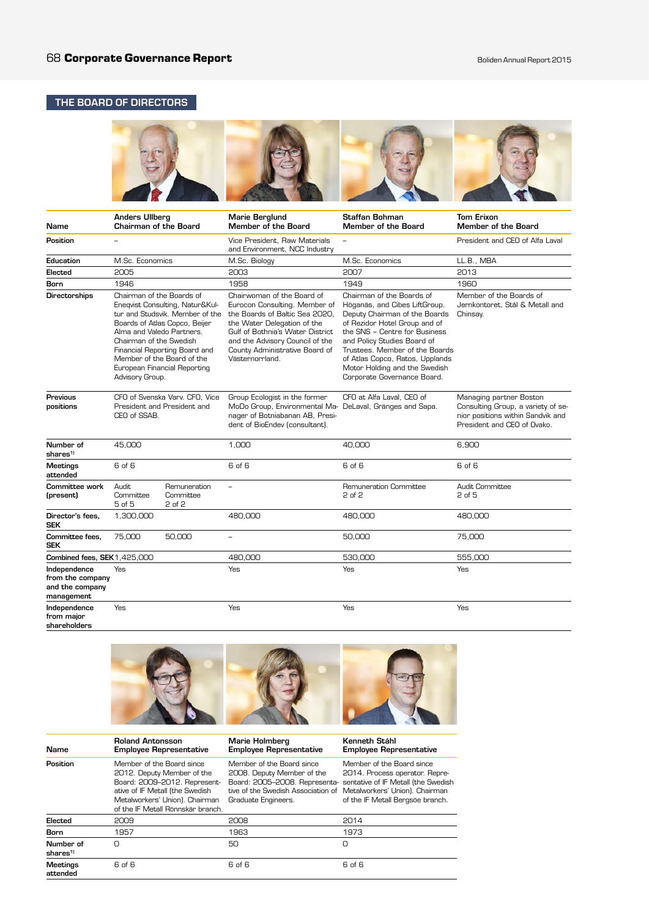## THE BOARD OF DIRECTORS

| Name | Anders Ullberg Chairman of the Board | | Marie Berglund Member of the Board | Staffan Bohman Member of the Board | Tom Erixon Member of the Board |
|---|---|---|---|---|---|
| Position | – | | Vice President, Raw Materials and Environment, NCC Industry | – | President and CEO of Alfa Laval |
| Education | M.Sc. Economics | | M.Sc. Biology | M.Sc. Economics | LL.B., MBA |
| Elected | 2005 | | 2003 | 2007 | 2013 |
| Born | 1946 | | 1958 | 1949 | 1960 |
| Directorships | Chairman of the Boards of Eneqvist Consulting, Natur&Kultur and Studsvik. Member of the Boards of Atlas Copco, Beijer Alma and Valedo Partners. Chairman of the Swedish Financial Reporting Board and Member of the Board of the European Financial Reporting Advisory Group. | | Chairwoman of the Board of Eurocon Consulting. Member of the Boards of Baltic Sea 2020, the Water Delegation of the Gulf of Bothnia's Water District and the Advisory Council of the County Administrative Board of Västernorrland. | Chairman of the Boards of Höganäs, and Cibes LiftGroup. Deputy Chairman of the Boards of Rezidor Hotel Group and of the SNS – Centre for Business and Policy Studies Board of Trustees. Member of the Boards of Atlas Copco, Ratos, Upplands Motor Holding and the Swedish Corporate Governance Board. | Member of the Boards of Jernkontoret, Stål & Metall and Chinsay. |
| Previous positions | CFO of Svenska Varv. CFO, Vice President and President and CEO of SSAB. | | Group Ecologist in the former MoDo Group, Environmental Manager of Botniabanan AB, President of BioEndev (consultant). | CFO at Alfa Laval, CEO of DeLaval, Gränges and Sapa. | Managing partner Boston Consulting Group, a variety of senior positions within Sandvik and President and CEO of Ovako. |
| Number of shares[1] | 45,000 | | 1,000 | 40,000 | 6,900 |
| Meetings attended | 6 of 6 | | 6 of 6 | 6 of 6 | 6 of 6 |
| Committee work (present) | Audit Committee 5 of 5 | Remuneration Committee 2 of 2 | – | Remuneration Committee 2 of 2 | Audit Committee 2 of 5 |
| Director's fees, SEK | 1,300,000 | | 480,000 | 480,000 | 480,000 |
| Committee fees, SEK | 75,000 | 50,000 | – | 50,000 | 75,000 |
| Combined fees, SEK | 1,425,000 | | 480,000 | 530,000 | 555,000 |
| Independence from the company and the company management | Yes | | Yes | Yes | Yes |
| Independence from major shareholders | Yes | | Yes | Yes | Yes |

| Name | Roland Antonsson Employee Representative | Marie Holmberg Employee Representative | Kenneth Ståhl Employee Representative |
|---|---|---|---|
| Position | Member of the Board since 2012. Deputy Member of the Board: 2009–2012. Representative of IF Metall (the Swedish Metalworkers' Union). Chairman of the IF Metall Rönnskär branch. | Member of the Board since 2008. Deputy Member of the Board: 2005–2008. Representative of the Swedish Association of Graduate Engineers. | Member of the Board since 2014. Process operator. Representative of IF Metall (the Swedish Metalworkers' Union). Chairman of the IF Metall Bergsöe branch. |
| Elected | 2009 | 2008 | 2014 |
| Born | 1957 | 1963 | 1973 |
| Number of shares[1] | 0 | 50 | 0 |
| Meetings attended | 6 of 6 | 6 of 6 | 6 of 6 |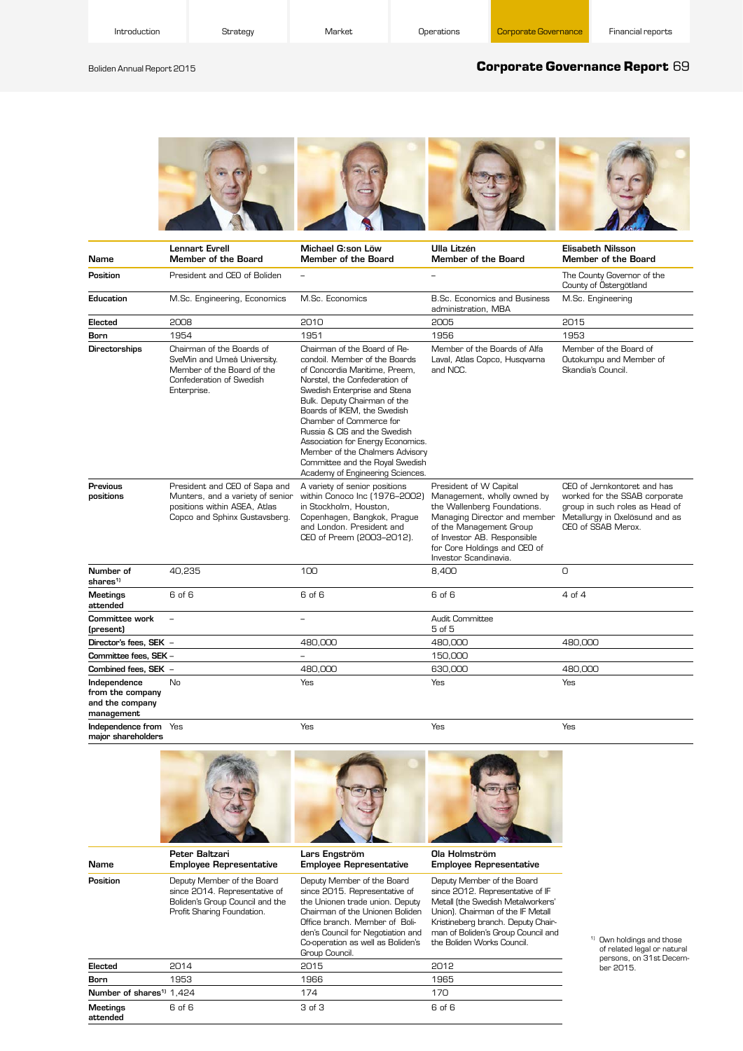| Name | Lennart Evrell<br>Member of the Board | Michael G:son Löw<br>Member of the Board | Ulla Litzén<br>Member of the Board | Elisabeth Nilsson<br>Member of the Board |
|---|---|---|---|---|
| Position | President and CEO of Boliden | – | – | The County Governor of the County of Östergötland |
| Education | M.Sc. Engineering, Economics | M.Sc. Economics | B.Sc. Economics and Business administration, MBA | M.Sc. Engineering |
| Elected | 2008 | 2010 | 2005 | 2015 |
| Born | 1954 | 1951 | 1956 | 1953 |
| Directorships | Chairman of the Boards of SveMin and Umeå University. Member of the Board of the Confederation of Swedish Enterprise. | Chairman of the Board of Recondoil. Member of the Boards of Concordia Maritime, Preem, Norstel, the Confederation of Swedish Enterprise and Stena Bulk. Deputy Chairman of the Boards of IKEM, the Swedish Chamber of Commerce for Russia & CIS and the Swedish Association for Energy Economics. Member of the Chalmers Advisory Committee and the Royal Swedish Academy of Engineering Sciences. | Member of the Boards of Alfa Laval, Atlas Copco, Husqvarna and NCC. | Member of the Board of Outokumpu and Member of Skandia's Council. |
| Previous positions | President and CEO of Sapa and Munters, and a variety of senior positions within ASEA, Atlas Copco and Sphinx Gustavsberg. | A variety of senior positions within Conoco Inc (1976–2002) in Stockholm, Houston, Copenhagen, Bangkok, Prague and London. President and CEO of Preem (2003–2012). | President of W Capital Management, wholly owned by the Wallenberg Foundations. Managing Director and member of the Management Group of Investor AB. Responsible for Core Holdings and CEO of Investor Scandinavia. | CEO of Jernkontoret and has worked for the SSAB corporate group in such roles as Head of Metallurgy in Oxelösund and as CEO of SSAB Merox. |
| Number of shares[1] | 40,235 | 100 | 8,400 | 0 |
| Meetings attended | 6 of 6 | 6 of 6 | 6 of 6 | 4 of 4 |
| Committee work (present) | – | – | Audit Committee<br>5 of 5 | |
| Director's fees, SEK | – | 480,000 | 480,000 | 480,000 |
| Committee fees, SEK | – | – | 150,000 | |
| Combined fees, SEK | – | 480,000 | 630,000 | 480,000 |
| Independence from the company and the company management | No | Yes | Yes | Yes |
| Independence from major shareholders | Yes | Yes | Yes | Yes |

| Name | Peter Baltzari<br>Employee Representative | Lars Engström<br>Employee Representative | Ola Holmström<br>Employee Representative |
|---|---|---|---|
| Position | Deputy Member of the Board since 2014. Representative of Boliden's Group Council and the Profit Sharing Foundation. | Deputy Member of the Board since 2015. Representative of the Unionen trade union. Deputy Chairman of the Unionen Boliden Office branch. Member of Boliden's Council for Negotiation and Co-operation as well as Boliden's Group Council. | Deputy Member of the Board since 2012. Representative of IF Metall (the Swedish Metalworkers' Union). Chairman of the IF Metall Kristineberg branch. Deputy Chairman of Boliden's Group Council and the Boliden Works Council. |
| Elected | 2014 | 2015 | 2012 |
| Born | 1953 | 1966 | 1965 |
| Number of shares[1] | 1,424 | 174 | 170 |
| Meetings attended | 6 of 6 | 3 of 3 | 6 of 6 |

[1] Own holdings and those of related legal or natural persons, on 31st December 2015.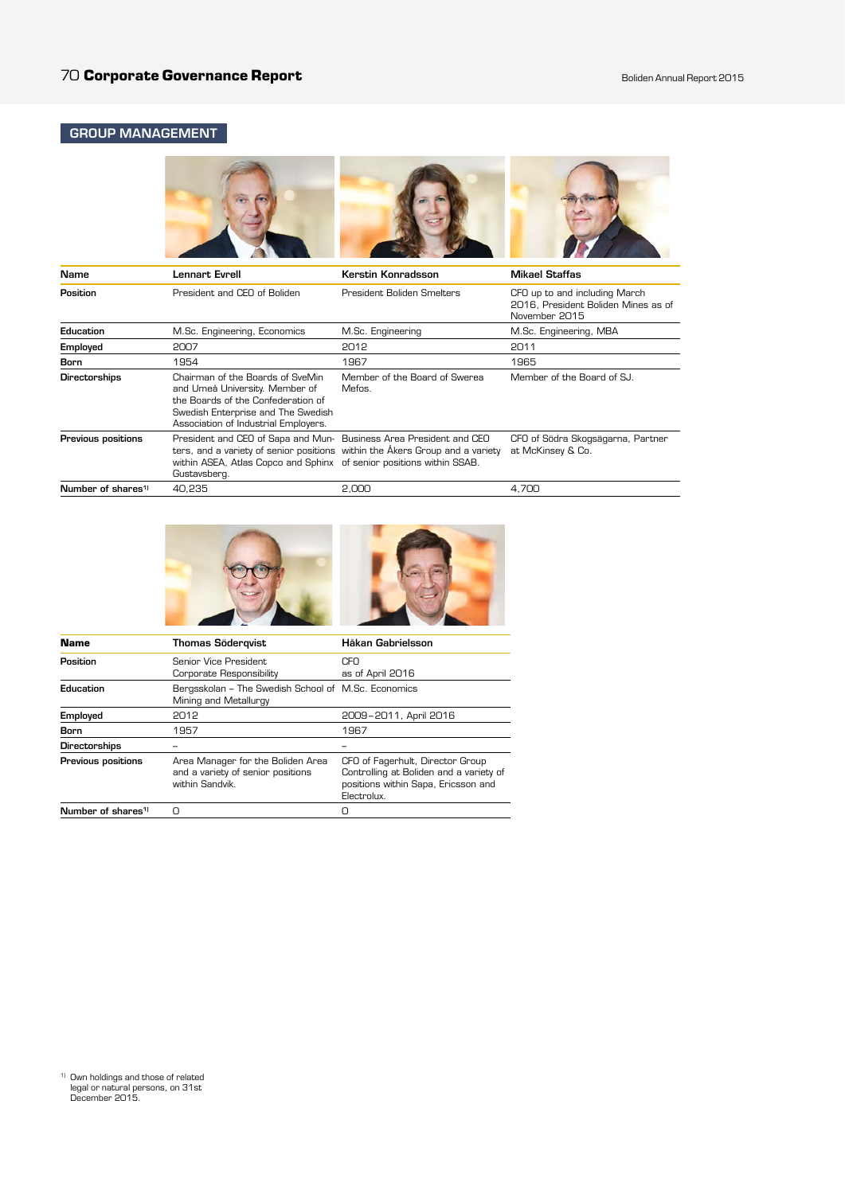## GROUP MANAGEMENT

| Name | Lennart Evrell | Kerstin Konradsson | Mikael Staffas |
|---|---|---|---|
| Position | President and CEO of Boliden | President Boliden Smelters | CFO up to and including March 2016, President Boliden Mines as of November 2015 |
| Education | M.Sc. Engineering, Economics | M.Sc. Engineering | M.Sc. Engineering, MBA |
| Employed | 2007 | 2012 | 2011 |
| Born | 1954 | 1967 | 1965 |
| Directorships | Chairman of the Boards of SveMin and Umeå University. Member of the Boards of the Confederation of Swedish Enterprise and The Swedish Association of Industrial Employers. | Member of the Board of Swerea Mefos. | Member of the Board of SJ. |
| Previous positions | President and CEO of Sapa and Munters, and a variety of senior positions within ASEA, Atlas Copco and Sphinx Gustavsberg. | Business Area President and CEO within the Åkers Group and a variety of senior positions within SSAB. | CFO of Södra Skogsägarna, Partner at McKinsey & Co. |
| Number of shares[1] | 40,235 | 2,000 | 4,700 |

| Name | Thomas Söderqvist | Håkan Gabrielsson |
|---|---|---|
| Position | Senior Vice President Corporate Responsibility | CFO as of April 2016 |
| Education | Bergsskolan – The Swedish School of Mining and Metallurgy | M.Sc. Economics |
| Employed | 2012 | 2009–2011, April 2016 |
| Born | 1957 | 1967 |
| Directorships | – | – |
| Previous positions | Area Manager for the Boliden Area and a variety of senior positions within Sandvik. | CFO of Fagerhult, Director Group Controlling at Boliden and a variety of positions within Sapa, Ericsson and Electrolux. |
| Number of shares[1] | 0 | 0 |

[1] Own holdings and those of related legal or natural persons, on 31st December 2015.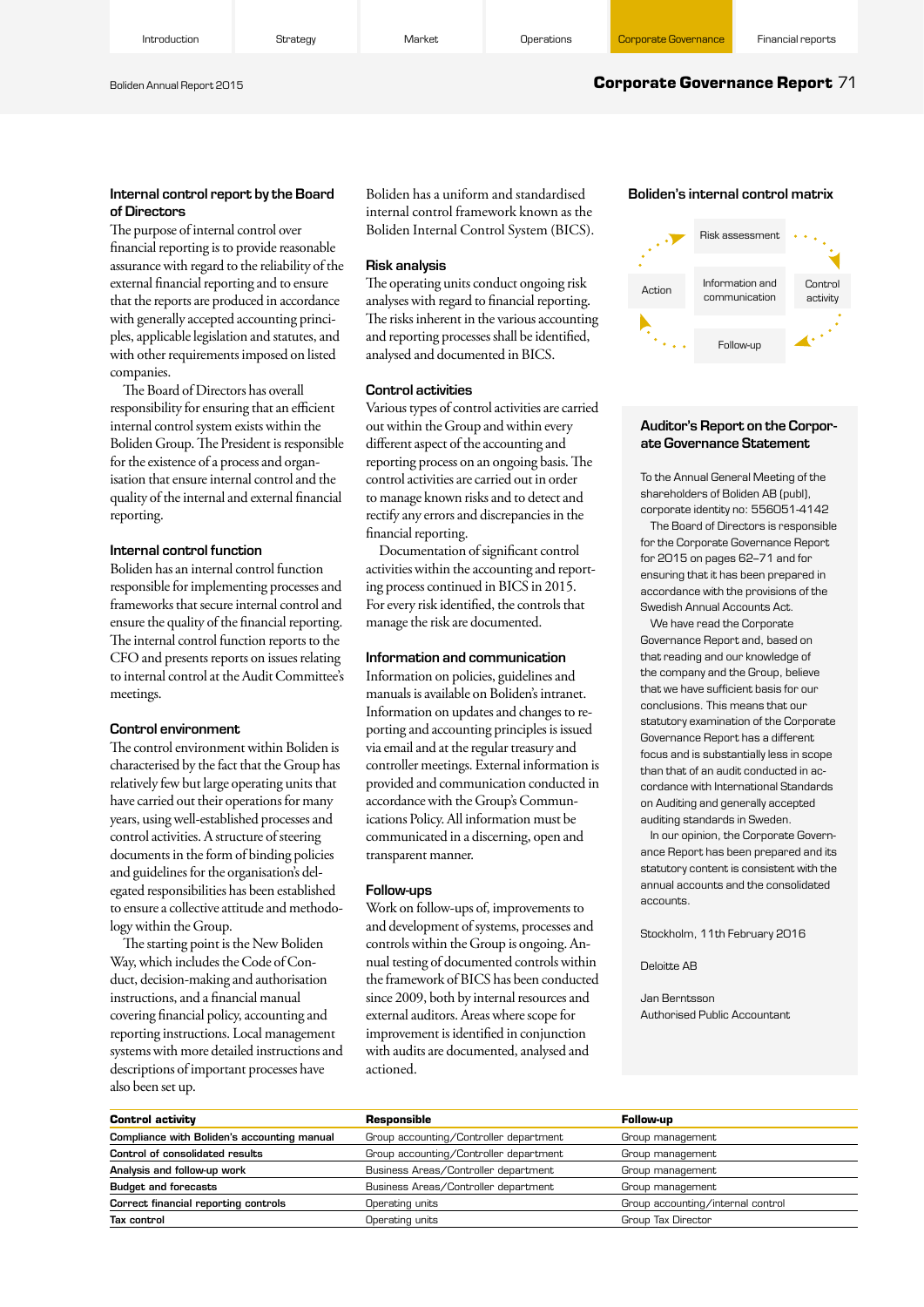## Internal control report by the Board of Directors

The purpose of internal control over financial reporting is to provide reasonable assurance with regard to the reliability of the external financial reporting and to ensure that the reports are produced in accordance with generally accepted accounting principles, applicable legislation and statutes, and with other requirements imposed on listed companies.

The Board of Directors has overall responsibility for ensuring that an efficient internal control system exists within the Boliden Group. The President is responsible for the existence of a process and organisation that ensure internal control and the quality of the internal and external financial reporting.

### Internal control function

Boliden has an internal control function responsible for implementing processes and frameworks that secure internal control and ensure the quality of the financial reporting. The internal control function reports to the CFO and presents reports on issues relating to internal control at the Audit Committee's meetings.

### Control environment

The control environment within Boliden is characterised by the fact that the Group has relatively few but large operating units that have carried out their operations for many years, using well-established processes and control activities. A structure of steering documents in the form of binding policies and guidelines for the organisation's delegated responsibilities has been established to ensure a collective attitude and methodology within the Group.

The starting point is the New Boliden Way, which includes the Code of Conduct, decision-making and authorisation instructions, and a financial manual covering financial policy, accounting and reporting instructions. Local management systems with more detailed instructions and descriptions of important processes have also been set up.

Boliden has a uniform and standardised internal control framework known as the Boliden Internal Control System (BICS).

### Risk analysis

The operating units conduct ongoing risk analyses with regard to financial reporting. The risks inherent in the various accounting and reporting processes shall be identified, analysed and documented in BICS.

### Control activities

Various types of control activities are carried out within the Group and within every different aspect of the accounting and reporting process on an ongoing basis. The control activities are carried out in order to manage known risks and to detect and rectify any errors and discrepancies in the financial reporting.

Documentation of significant control activities within the accounting and reporting process continued in BICS in 2015. For every risk identified, the controls that manage the risk are documented.

### Information and communication

Information on policies, guidelines and manuals is available on Boliden's intranet. Information on updates and changes to reporting and accounting principles is issued via email and at the regular treasury and controller meetings. External information is provided and communication conducted in accordance with the Group's Communications Policy. All information must be communicated in a discerning, open and transparent manner.

### Follow-ups

Work on follow-ups of, improvements to and development of systems, processes and controls within the Group is ongoing. Annual testing of documented controls within the framework of BICS has been conducted since 2009, both by internal resources and external auditors. Areas where scope for improvement is identified in conjunction with audits are documented, analysed and actioned.

### Boliden's internal control matrix

Risk assessment

Action

Information and communication

Control activity

Follow-up

### Auditor's Report on the Corporate Governance Statement

To the Annual General Meeting of the shareholders of Boliden AB (publ), corporate identity no: 556051-4142

The Board of Directors is responsible for the Corporate Governance Report for 2015 on pages 62–71 and for ensuring that it has been prepared in accordance with the provisions of the Swedish Annual Accounts Act.

We have read the Corporate Governance Report and, based on that reading and our knowledge of the company and the Group, believe that we have sufficient basis for our conclusions. This means that our statutory examination of the Corporate Governance Report has a different focus and is substantially less in scope than that of an audit conducted in accordance with International Standards on Auditing and generally accepted auditing standards in Sweden.

In our opinion, the Corporate Governance Report has been prepared and its statutory content is consistent with the annual accounts and the consolidated accounts.

Stockholm, 11th February 2016

Deloitte AB

Jan Berntsson
Authorised Public Accountant

| Control activity | Responsible | Follow-up |
|---|---|---|
| **Compliance with Boliden's accounting manual** | Group accounting/Controller department | Group management |
| **Control of consolidated results** | Group accounting/Controller department | Group management |
| **Analysis and follow-up work** | Business Areas/Controller department | Group management |
| **Budget and forecasts** | Business Areas/Controller department | Group management |
| **Correct financial reporting controls** | Operating units | Group accounting/internal control |
| **Tax control** | Operating units | Group Tax Director |